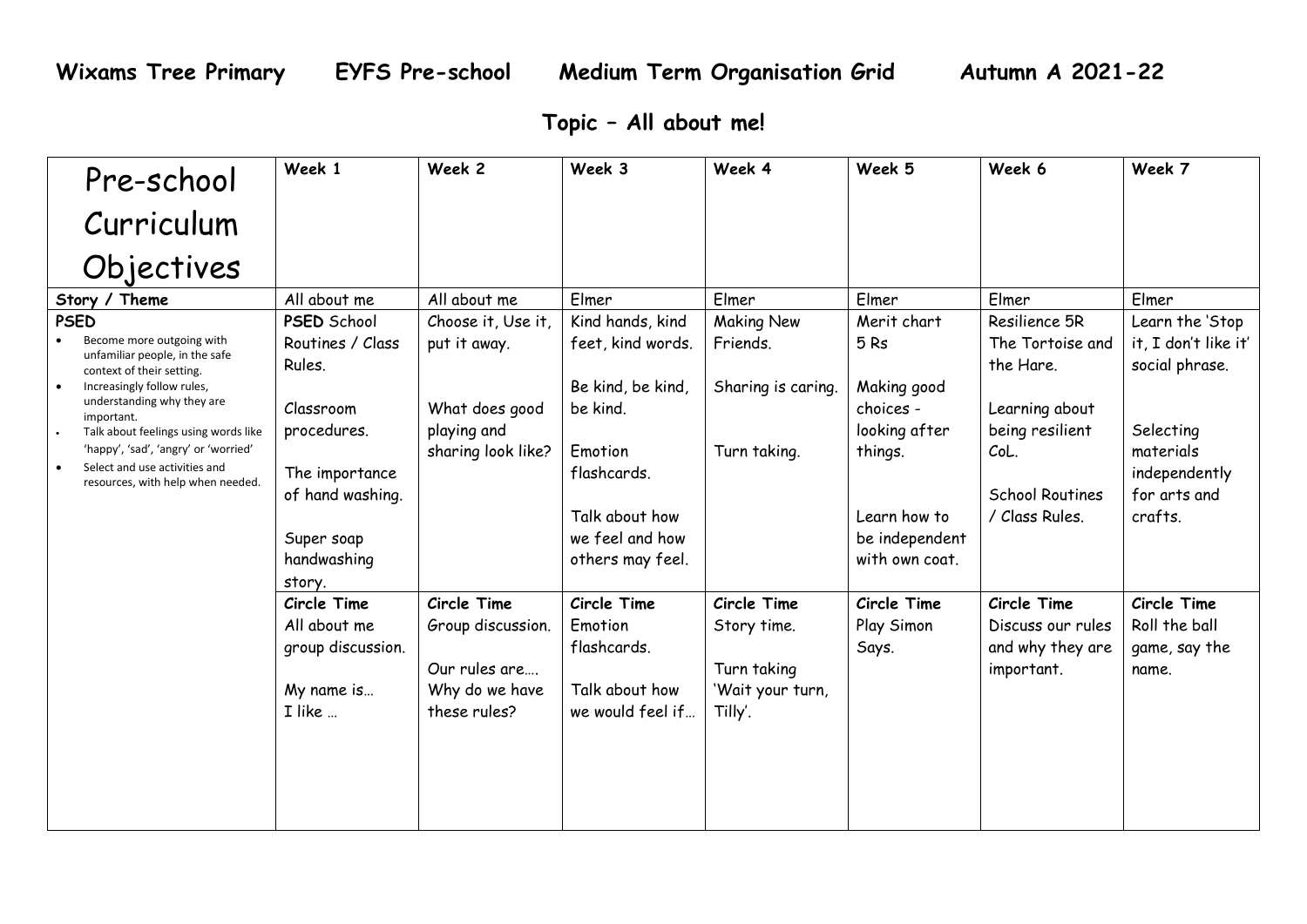# Wixams Tree Primary EYFS Pre-school Medium Term Organisation Grid Autumn A 2021-22

## Topic – All about me!

| Pre-school Curriculum Objectives | Week 1 | Week 2 | Week 3 | Week 4 | Week 5 | Week 6 | Week 7 |
|---|---|---|---|---|---|---|---|
| **Story / Theme** | All about me | All about me | Elmer | Elmer | Elmer | Elmer | Elmer |
| **PSED**<br>• Become more outgoing with unfamiliar people, in the safe context of their setting.<br>• Increasingly follow rules, understanding why they are important.<br>• Talk about feelings using words like 'happy', 'sad', 'angry' or 'worried'<br>• Select and use activities and resources, with help when needed. | **PSED** School Routines / Class Rules.<br><br>Classroom procedures.<br><br>The importance of hand washing.<br><br>Super soap handwashing story. | Choose it, Use it, put it away.<br><br>What does good playing and sharing look like? | Kind hands, kind feet, kind words.<br><br>Be kind, be kind, be kind.<br><br>Emotion flashcards.<br><br>Talk about how we feel and how others may feel. | Making New Friends.<br><br>Sharing is caring.<br><br>Turn taking. | Merit chart 5 Rs<br><br>Making good choices - looking after things.<br><br>Learn how to be independent with own coat. | Resilience 5R The Tortoise and the Hare.<br><br>Learning about being resilient CoL.<br><br>School Routines / Class Rules. | Learn the 'Stop it, I don't like it' social phrase.<br><br>Selecting materials independently for arts and crafts. |
| | **Circle Time**<br>All about me group discussion.<br><br>My name is…<br>I like … | **Circle Time**<br>Group discussion.<br><br>Our rules are….<br>Why do we have these rules? | **Circle Time**<br>Emotion flashcards.<br><br>Talk about how we would feel if… | **Circle Time**<br>Story time.<br><br>Turn taking 'Wait your turn, Tilly'. | **Circle Time**<br>Play Simon Says. | **Circle Time**<br>Discuss our rules and why they are important. | **Circle Time**<br>Roll the ball game, say the name. |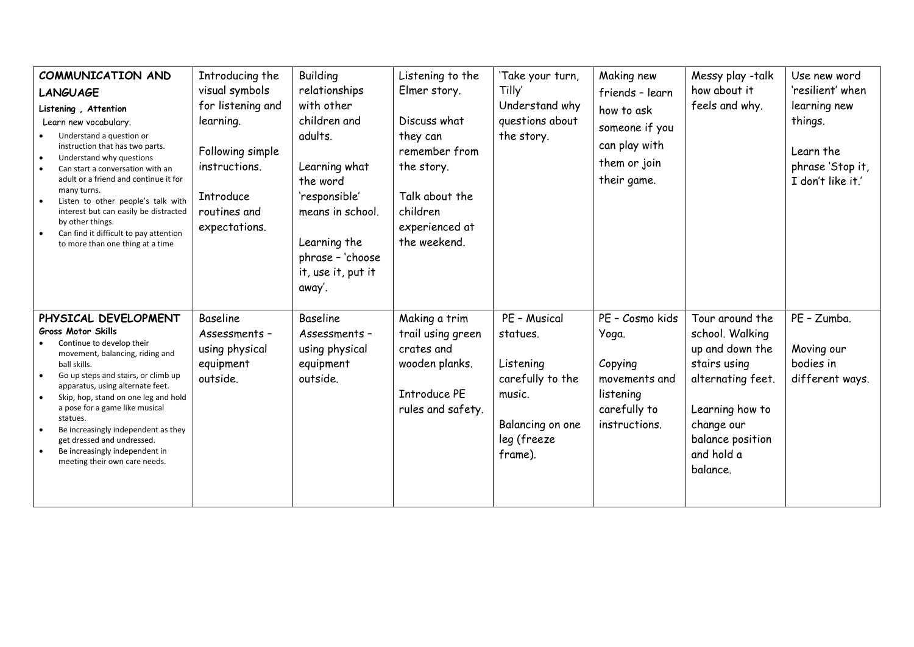| **COMMUNICATION AND LANGUAGE**<br>**Listening , Attention**<br>Learn new vocabulary.<br>• Understand a question or instruction that has two parts.<br>• Understand why questions<br>• Can start a conversation with an adult or a friend and continue it for many turns.<br>• Listen to other people's talk with interest but can easily be distracted by other things.<br>• Can find it difficult to pay attention to more than one thing at a time | Introducing the visual symbols for listening and learning.<br><br>Following simple instructions.<br><br>Introduce routines and expectations. | Building relationships with other children and adults.<br><br>Learning what the word 'responsible' means in school.<br><br>Learning the phrase – 'choose it, use it, put it away'. | Listening to the Elmer story.<br><br>Discuss what they can remember from the story.<br><br>Talk about the children experienced at the weekend. | 'Take your turn, Tilly'<br>Understand why questions about the story. | Making new friends – learn how to ask someone if you can play with them or join their game. | Messy play -talk how about it feels and why. | Use new word 'resilient' when learning new things.<br><br>Learn the phrase 'Stop it, I don't like it.' |
|---|---|---|---|---|---|---|---|
| **PHYSICAL DEVELOPMENT**<br>**Gross Motor Skills**<br>• Continue to develop their movement, balancing, riding and ball skills.<br>• Go up steps and stairs, or climb up apparatus, using alternate feet.<br>• Skip, hop, stand on one leg and hold a pose for a game like musical statues.<br>• Be increasingly independent as they get dressed and undressed.<br>• Be increasingly independent in meeting their own care needs. | Baseline Assessments – using physical equipment outside. | Baseline Assessments – using physical equipment outside. | Making a trim trail using green crates and wooden planks.<br><br>Introduce PE rules and safety. | PE – Musical statues.<br><br>Listening carefully to the music.<br><br>Balancing on one leg (freeze frame). | PE – Cosmo kids Yoga.<br><br>Copying movements and listening carefully to instructions. | Tour around the school. Walking up and down the stairs using alternating feet.<br><br>Learning how to change our balance position and hold a balance. | PE – Zumba.<br><br>Moving our bodies in different ways. |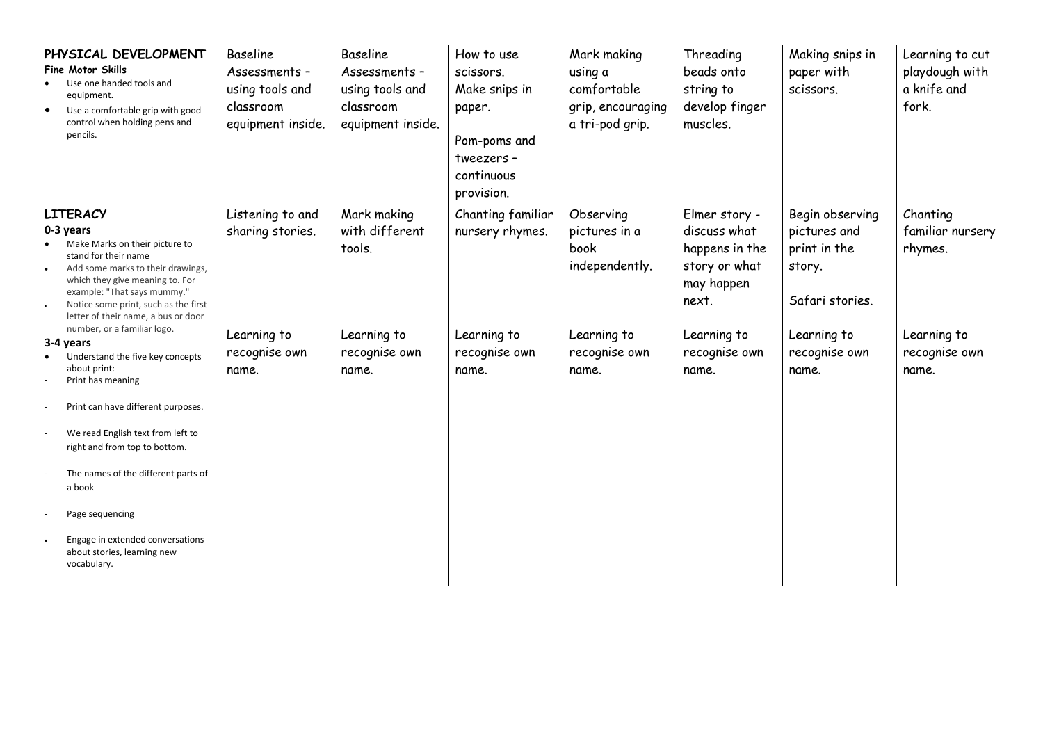| **PHYSICAL DEVELOPMENT**<br>**Fine Motor Skills**<br>• Use one handed tools and equipment.<br>• Use a comfortable grip with good control when holding pens and pencils. | Baseline Assessments – using tools and classroom equipment inside. | Baseline Assessments – using tools and classroom equipment inside. | How to use scissors. Make snips in paper.<br><br>Pom-poms and tweezers – continuous provision. | Mark making using a comfortable grip, encouraging a tri-pod grip. | Threading beads onto string to develop finger muscles. | Making snips in paper with scissors. | Learning to cut playdough with a knife and fork. |
|---|---|---|---|---|---|---|---|
| **LITERACY**<br>**0-3 years**<br>• Make Marks on their picture to stand for their name<br>• Add some marks to their drawings, which they give meaning to. For example: "That says mummy."<br>• Notice some print, such as the first letter of their name, a bus or door number, or a familiar logo.<br>**3-4 years**<br>• Understand the five key concepts about print:<br>- Print has meaning<br>- Print can have different purposes.<br>- We read English text from left to right and from top to bottom.<br>- The names of the different parts of a book<br>- Page sequencing<br>• Engage in extended conversations about stories, learning new vocabulary. | Listening to and sharing stories.<br><br>Learning to recognise own name. | Mark making with different tools.<br><br>Learning to recognise own name. | Chanting familiar nursery rhymes.<br><br>Learning to recognise own name. | Observing pictures in a book independently.<br><br>Learning to recognise own name. | Elmer story - discuss what happens in the story or what may happen next.<br><br>Learning to recognise own name. | Begin observing pictures and print in the story.<br><br>Safari stories.<br><br>Learning to recognise own name. | Chanting familiar nursery rhymes.<br><br>Learning to recognise own name. |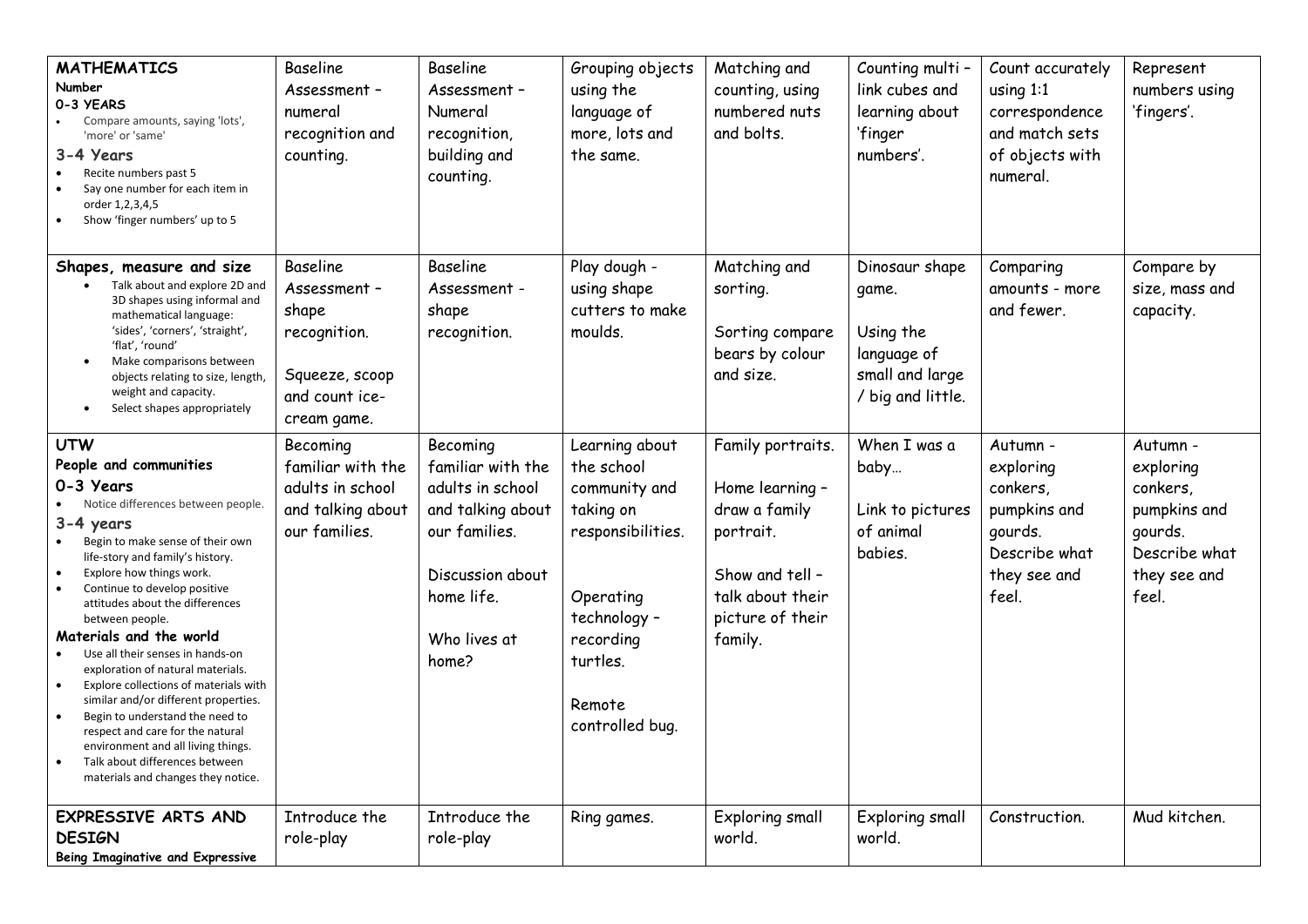| **MATHEMATICS**<br>**Number**<br>**0-3 YEARS**<br>• Compare amounts, saying 'lots', 'more' or 'same'<br>**3-4 Years**<br>• Recite numbers past 5<br>• Say one number for each item in order 1,2,3,4,5<br>• Show 'finger numbers' up to 5 | Baseline Assessment – numeral recognition and counting. | Baseline Assessment – Numeral recognition, building and counting. | Grouping objects using the language of more, lots and the same. | Matching and counting, using numbered nuts and bolts. | Counting multi – link cubes and learning about 'finger numbers'. | Count accurately using 1:1 correspondence and match sets of objects with numeral. | Represent numbers using 'fingers'. |
|---|---|---|---|---|---|---|---|
| **Shapes, measure and size**<br>• Talk about and explore 2D and 3D shapes using informal and mathematical language: 'sides', 'corners', 'straight', 'flat', 'round'<br>• Make comparisons between objects relating to size, length, weight and capacity.<br>• Select shapes appropriately | Baseline Assessment – shape recognition.<br><br>Squeeze, scoop and count ice-cream game. | Baseline Assessment - shape recognition. | Play dough - using shape cutters to make moulds. | Matching and sorting.<br><br>Sorting compare bears by colour and size. | Dinosaur shape game.<br><br>Using the language of small and large / big and little. | Comparing amounts - more and fewer. | Compare by size, mass and capacity. |
| **UTW**<br>**People and communities**<br>**0-3 Years**<br>• Notice differences between people.<br>**3-4 years**<br>• Begin to make sense of their own life-story and family's history.<br>• Explore how things work.<br>• Continue to develop positive attitudes about the differences between people.<br>**Materials and the world**<br>• Use all their senses in hands-on exploration of natural materials.<br>• Explore collections of materials with similar and/or different properties.<br>• Begin to understand the need to respect and care for the natural environment and all living things.<br>• Talk about differences between materials and changes they notice. | Becoming familiar with the adults in school and talking about our families. | Becoming familiar with the adults in school and talking about our families.<br><br>Discussion about home life.<br><br>Who lives at home? | Learning about the school community and taking on responsibilities.<br><br>Operating technology – recording turtles.<br><br>Remote controlled bug. | Family portraits.<br><br>Home learning – draw a family portrait.<br><br>Show and tell – talk about their picture of their family. | When I was a baby…<br><br>Link to pictures of animal babies. | Autumn - exploring conkers, pumpkins and gourds. Describe what they see and feel. | Autumn - exploring conkers, pumpkins and gourds. Describe what they see and feel. |
| **EXPRESSIVE ARTS AND DESIGN**<br>**Being Imaginative and Expressive** | Introduce the role-play | Introduce the role-play | Ring games. | Exploring small world. | Exploring small world. | Construction. | Mud kitchen. |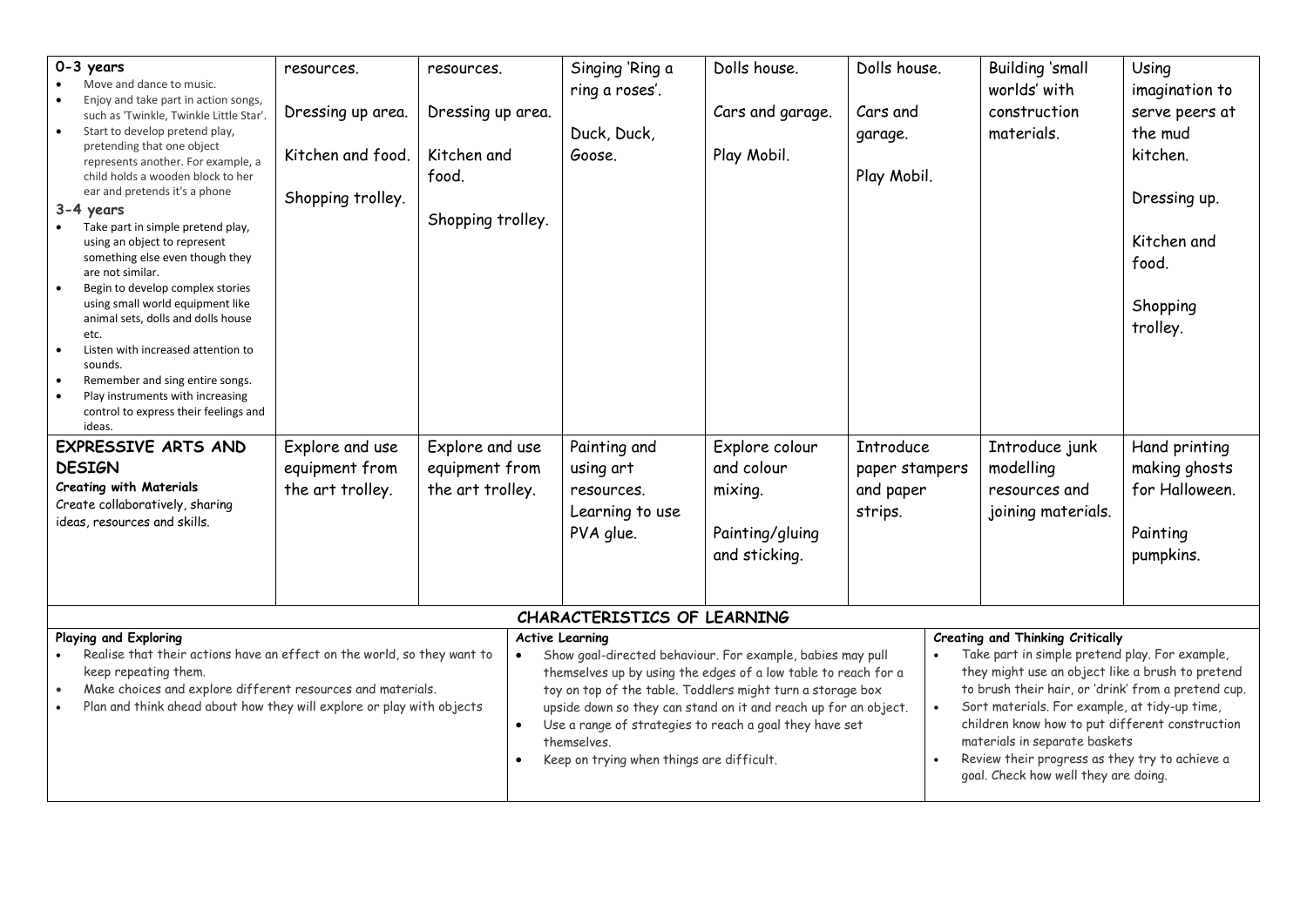| | | | | | | | |
|---|---|---|---|---|---|---|---|
| **0-3 years**<br>• Move and dance to music.<br>• Enjoy and take part in action songs, such as 'Twinkle, Twinkle Little Star'.<br>• Start to develop pretend play, pretending that one object represents another. For example, a child holds a wooden block to her ear and pretends it's a phone<br>**3-4 years**<br>• Take part in simple pretend play, using an object to represent something else even though they are not similar.<br>• Begin to develop complex stories using small world equipment like animal sets, dolls and dolls house etc.<br>• Listen with increased attention to sounds.<br>• Remember and sing entire songs.<br>• Play instruments with increasing control to express their feelings and ideas. | resources.<br><br>Dressing up area.<br><br>Kitchen and food.<br><br>Shopping trolley. | resources.<br><br>Dressing up area.<br><br>Kitchen and food.<br><br>Shopping trolley. | Singing 'Ring a ring a roses'.<br><br>Duck, Duck, Goose. | Dolls house.<br><br>Cars and garage.<br><br>Play Mobil. | Dolls house.<br><br>Cars and garage.<br><br>Play Mobil. | Building 'small worlds' with construction materials. | Using imagination to serve peers at the mud kitchen.<br><br>Dressing up.<br><br>Kitchen and food.<br><br>Shopping trolley. |
| **EXPRESSIVE ARTS AND DESIGN**<br>**Creating with Materials**<br>Create collaboratively, sharing ideas, resources and skills. | Explore and use equipment from the art trolley. | Explore and use equipment from the art trolley. | Painting and using art resources. Learning to use PVA glue. | Explore colour and colour mixing.<br><br>Painting/gluing and sticking. | Introduce paper stampers and paper strips. | Introduce junk modelling resources and joining materials. | Hand printing making ghosts for Halloween.<br><br>Painting pumpkins. |

## CHARACTERISTICS OF LEARNING

| Playing and Exploring | Active Learning | Creating and Thinking Critically |
|---|---|---|
| • Realise that their actions have an effect on the world, so they want to keep repeating them.<br>• Make choices and explore different resources and materials.<br>• Plan and think ahead about how they will explore or play with objects | • Show goal-directed behaviour. For example, babies may pull themselves up by using the edges of a low table to reach for a toy on top of the table. Toddlers might turn a storage box upside down so they can stand on it and reach up for an object.<br>• Use a range of strategies to reach a goal they have set themselves.<br>• Keep on trying when things are difficult. | • Take part in simple pretend play. For example, they might use an object like a brush to pretend to brush their hair, or 'drink' from a pretend cup.<br>• Sort materials. For example, at tidy-up time, children know how to put different construction materials in separate baskets<br>• Review their progress as they try to achieve a goal. Check how well they are doing. |